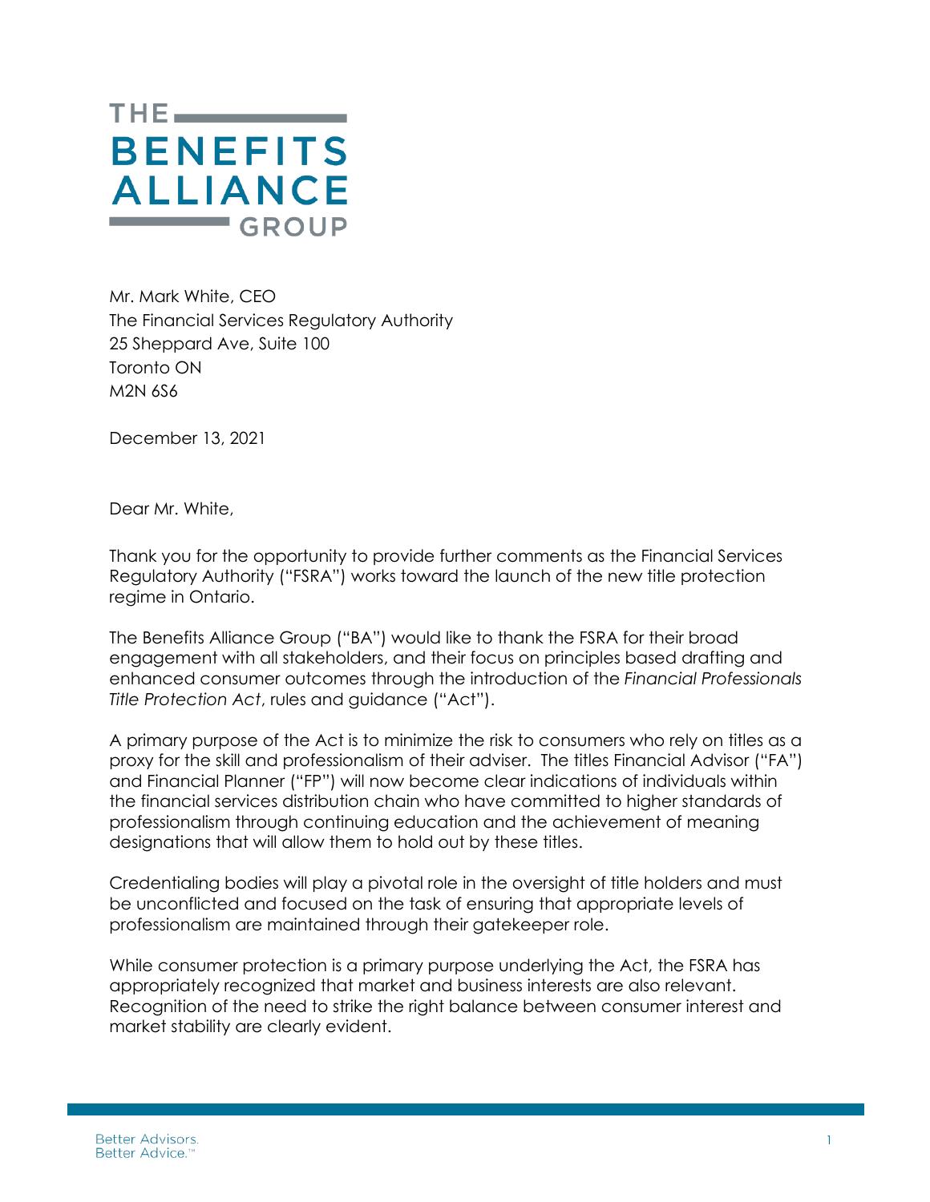THE BENEFITS ALLIANCE GROUP

Mr. Mark White, CEO
The Financial Services Regulatory Authority
25 Sheppard Ave, Suite 100
Toronto ON
M2N 6S6

December 13, 2021

Dear Mr. White,

Thank you for the opportunity to provide further comments as the Financial Services Regulatory Authority ("FSRA") works toward the launch of the new title protection regime in Ontario.

The Benefits Alliance Group ("BA") would like to thank the FSRA for their broad engagement with all stakeholders, and their focus on principles based drafting and enhanced consumer outcomes through the introduction of the *Financial Professionals Title Protection Act*, rules and guidance ("Act").

A primary purpose of the Act is to minimize the risk to consumers who rely on titles as a proxy for the skill and professionalism of their adviser. The titles Financial Advisor ("FA") and Financial Planner ("FP") will now become clear indications of individuals within the financial services distribution chain who have committed to higher standards of professionalism through continuing education and the achievement of meaning designations that will allow them to hold out by these titles.

Credentialing bodies will play a pivotal role in the oversight of title holders and must be unconflicted and focused on the task of ensuring that appropriate levels of professionalism are maintained through their gatekeeper role.

While consumer protection is a primary purpose underlying the Act, the FSRA has appropriately recognized that market and business interests are also relevant. Recognition of the need to strike the right balance between consumer interest and market stability are clearly evident.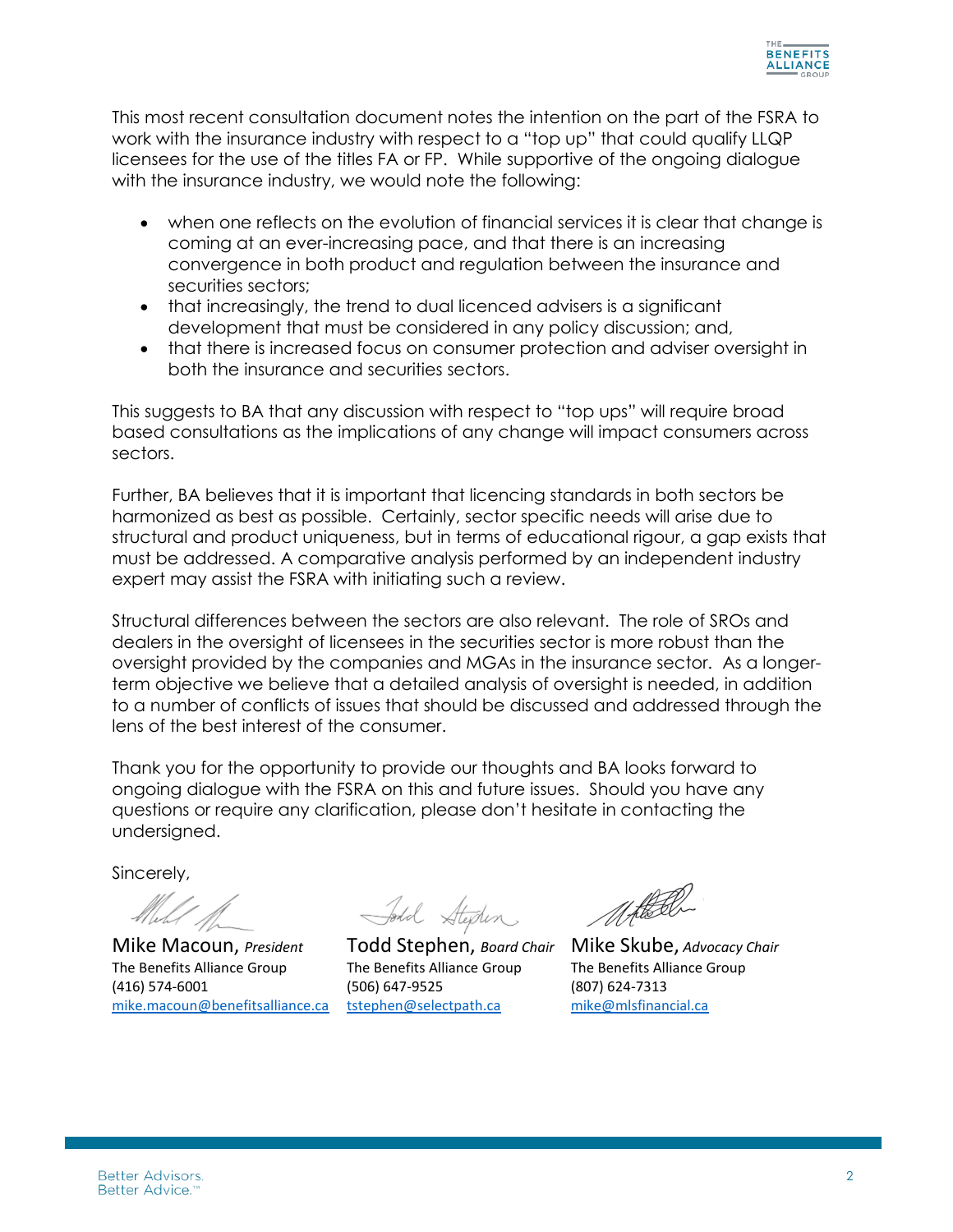This most recent consultation document notes the intention on the part of the FSRA to work with the insurance industry with respect to a "top up" that could qualify LLQP licensees for the use of the titles FA or FP. While supportive of the ongoing dialogue with the insurance industry, we would note the following:

- when one reflects on the evolution of financial services it is clear that change is coming at an ever-increasing pace, and that there is an increasing convergence in both product and regulation between the insurance and securities sectors;
- that increasingly, the trend to dual licenced advisers is a significant development that must be considered in any policy discussion; and,
- that there is increased focus on consumer protection and adviser oversight in both the insurance and securities sectors.

This suggests to BA that any discussion with respect to "top ups" will require broad based consultations as the implications of any change will impact consumers across sectors.

Further, BA believes that it is important that licencing standards in both sectors be harmonized as best as possible. Certainly, sector specific needs will arise due to structural and product uniqueness, but in terms of educational rigour, a gap exists that must be addressed. A comparative analysis performed by an independent industry expert may assist the FSRA with initiating such a review.

Structural differences between the sectors are also relevant. The role of SROs and dealers in the oversight of licensees in the securities sector is more robust than the oversight provided by the companies and MGAs in the insurance sector. As a longer-term objective we believe that a detailed analysis of oversight is needed, in addition to a number of conflicts of issues that should be discussed and addressed through the lens of the best interest of the consumer.

Thank you for the opportunity to provide our thoughts and BA looks forward to ongoing dialogue with the FSRA on this and future issues. Should you have any questions or require any clarification, please don't hesitate in contacting the undersigned.

Sincerely,

Mike Macoun, *President*
The Benefits Alliance Group
(416) 574-6001
mike.macoun@benefitsalliance.ca

Todd Stephen, *Board Chair*
The Benefits Alliance Group
(506) 647-9525
tstephen@selectpath.ca

Mike Skube, *Advocacy Chair*
The Benefits Alliance Group
(807) 624-7313
mike@mlsfinancial.ca